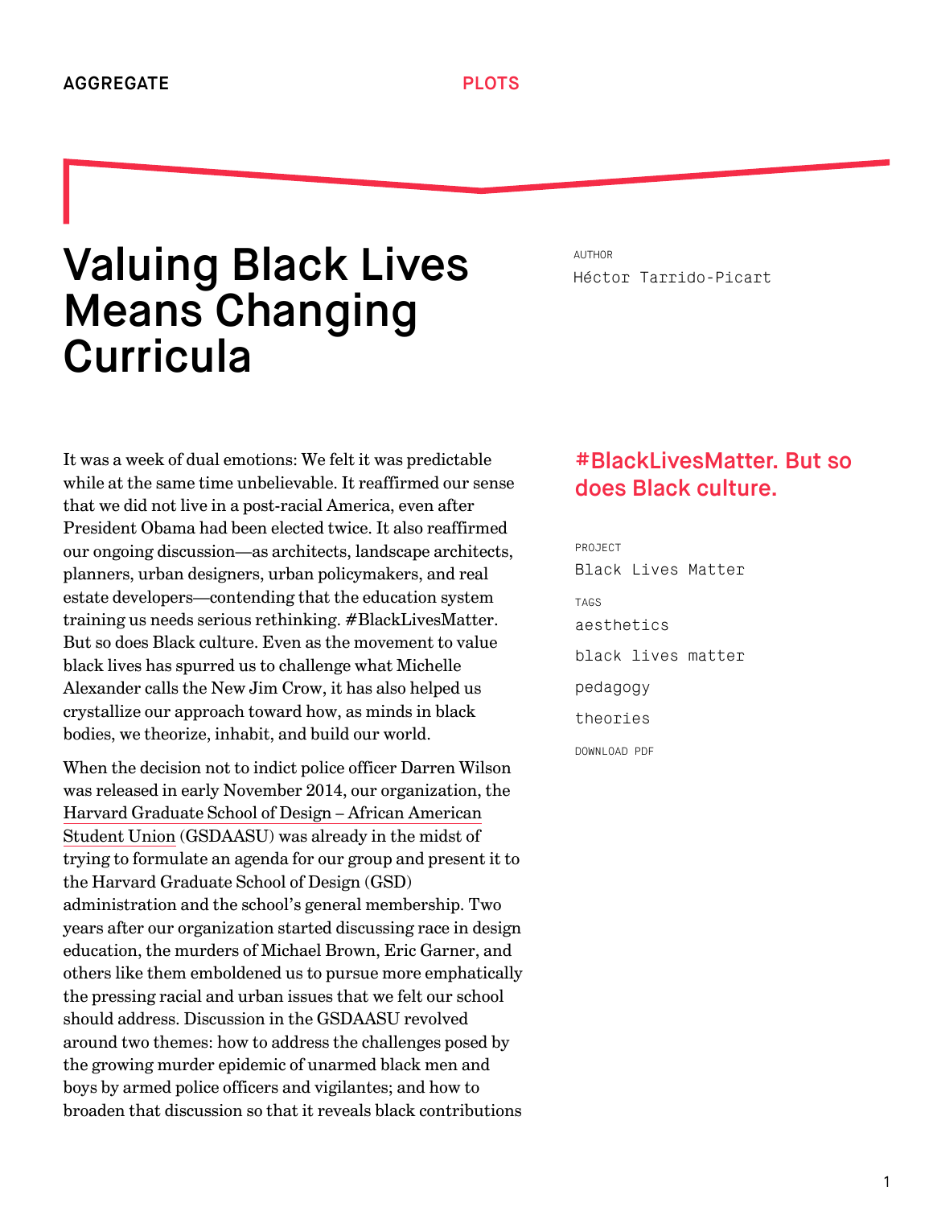AGGREGATE

PLOTS

# Valuing Black Lives Means Changing Curricula

AUTHOR

Héctor Tarrido-Picart

## #BlackLivesMatter. But so does Black culture.

PROJECT

Black Lives Matter

TAGS

aesthetics

black lives matter

pedagogy

theories

DOWNLOAD PDF

It was a week of dual emotions: We felt it was predictable while at the same time unbelievable. It reaffirmed our sense that we did not live in a post-racial America, even after President Obama had been elected twice. It also reaffirmed our ongoing discussion—as architects, landscape architects, planners, urban designers, urban policymakers, and real estate developers—contending that the education system training us needs serious rethinking. #BlackLivesMatter. But so does Black culture. Even as the movement to value black lives has spurred us to challenge what Michelle Alexander calls the New Jim Crow, it has also helped us crystallize our approach toward how, as minds in black bodies, we theorize, inhabit, and build our world.

When the decision not to indict police officer Darren Wilson was released in early November 2014, our organization, the Harvard Graduate School of Design – African American Student Union (GSDAASU) was already in the midst of trying to formulate an agenda for our group and present it to the Harvard Graduate School of Design (GSD) administration and the school's general membership. Two years after our organization started discussing race in design education, the murders of Michael Brown, Eric Garner, and others like them emboldened us to pursue more emphatically the pressing racial and urban issues that we felt our school should address. Discussion in the GSDAASU revolved around two themes: how to address the challenges posed by the growing murder epidemic of unarmed black men and boys by armed police officers and vigilantes; and how to broaden that discussion so that it reveals black contributions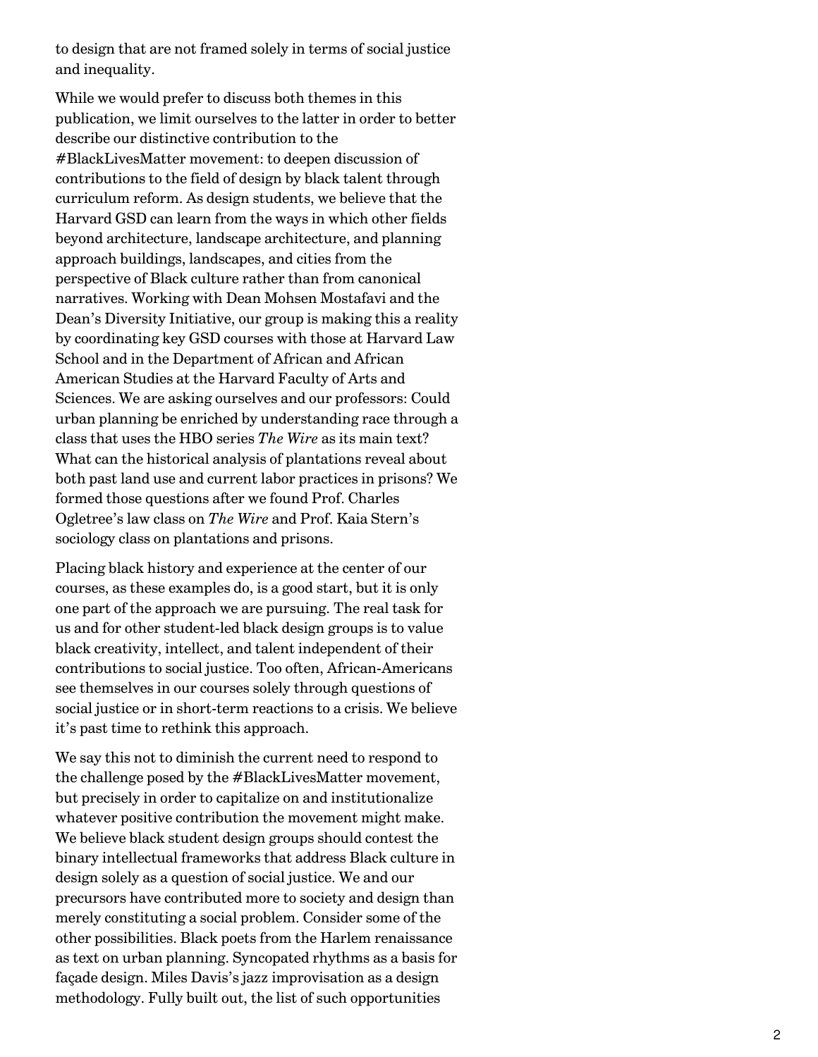to design that are not framed solely in terms of social justice and inequality.

While we would prefer to discuss both themes in this publication, we limit ourselves to the latter in order to better describe our distinctive contribution to the #BlackLivesMatter movement: to deepen discussion of contributions to the field of design by black talent through curriculum reform. As design students, we believe that the Harvard GSD can learn from the ways in which other fields beyond architecture, landscape architecture, and planning approach buildings, landscapes, and cities from the perspective of Black culture rather than from canonical narratives. Working with Dean Mohsen Mostafavi and the Dean's Diversity Initiative, our group is making this a reality by coordinating key GSD courses with those at Harvard Law School and in the Department of African and African American Studies at the Harvard Faculty of Arts and Sciences. We are asking ourselves and our professors: Could urban planning be enriched by understanding race through a class that uses the HBO series *The Wire* as its main text? What can the historical analysis of plantations reveal about both past land use and current labor practices in prisons? We formed those questions after we found Prof. Charles Ogletree's law class on *The Wire* and Prof. Kaia Stern's sociology class on plantations and prisons.

Placing black history and experience at the center of our courses, as these examples do, is a good start, but it is only one part of the approach we are pursuing. The real task for us and for other student-led black design groups is to value black creativity, intellect, and talent independent of their contributions to social justice. Too often, African-Americans see themselves in our courses solely through questions of social justice or in short-term reactions to a crisis. We believe it's past time to rethink this approach.

We say this not to diminish the current need to respond to the challenge posed by the #BlackLivesMatter movement, but precisely in order to capitalize on and institutionalize whatever positive contribution the movement might make. We believe black student design groups should contest the binary intellectual frameworks that address Black culture in design solely as a question of social justice. We and our precursors have contributed more to society and design than merely constituting a social problem. Consider some of the other possibilities. Black poets from the Harlem renaissance as text on urban planning. Syncopated rhythms as a basis for façade design. Miles Davis's jazz improvisation as a design methodology. Fully built out, the list of such opportunities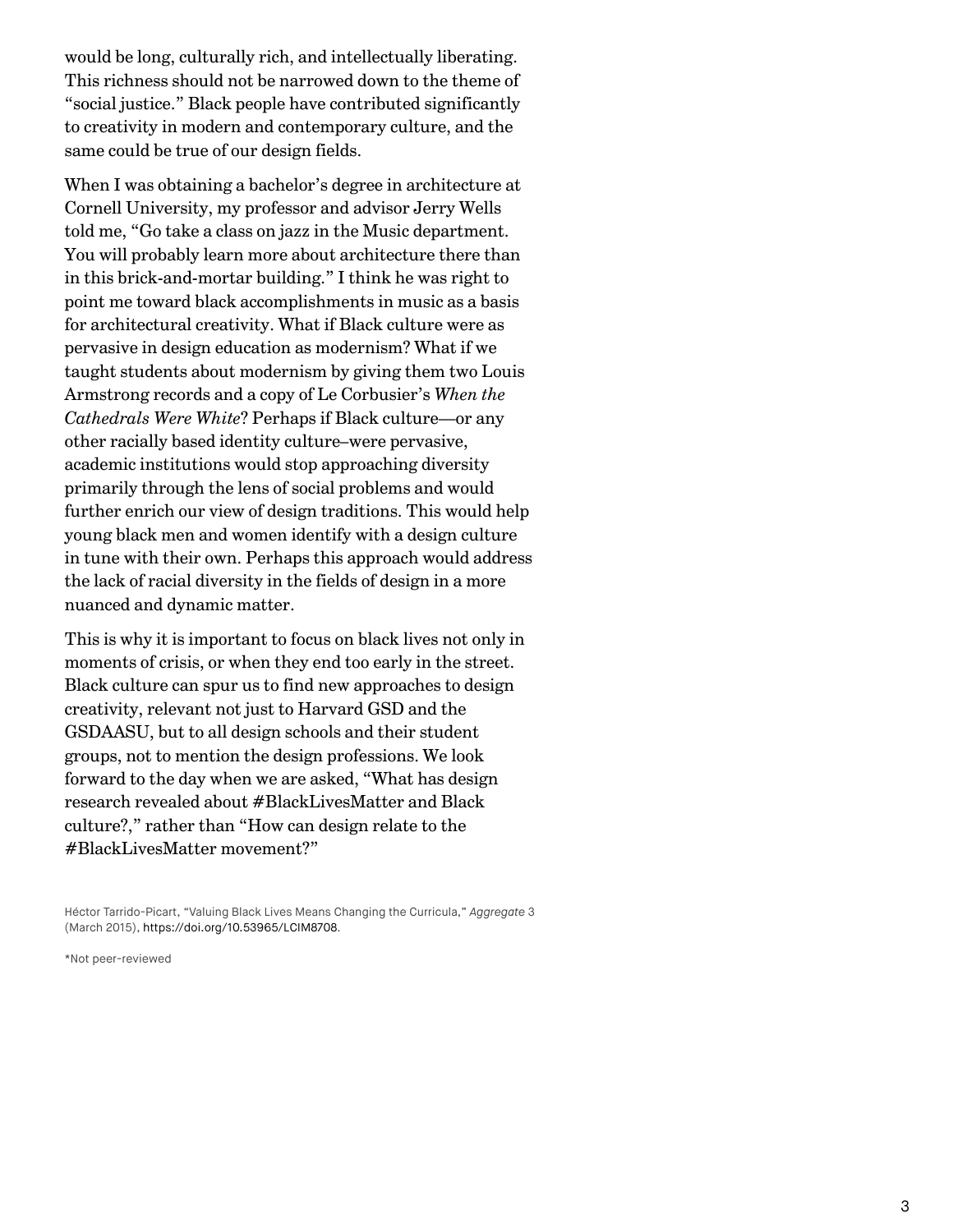would be long, culturally rich, and intellectually liberating. This richness should not be narrowed down to the theme of "social justice." Black people have contributed significantly to creativity in modern and contemporary culture, and the same could be true of our design fields.

When I was obtaining a bachelor's degree in architecture at Cornell University, my professor and advisor Jerry Wells told me, "Go take a class on jazz in the Music department. You will probably learn more about architecture there than in this brick-and-mortar building." I think he was right to point me toward black accomplishments in music as a basis for architectural creativity. What if Black culture were as pervasive in design education as modernism? What if we taught students about modernism by giving them two Louis Armstrong records and a copy of Le Corbusier's *When the Cathedrals Were White*? Perhaps if Black culture—or any other racially based identity culture–were pervasive, academic institutions would stop approaching diversity primarily through the lens of social problems and would further enrich our view of design traditions. This would help young black men and women identify with a design culture in tune with their own. Perhaps this approach would address the lack of racial diversity in the fields of design in a more nuanced and dynamic matter.

This is why it is important to focus on black lives not only in moments of crisis, or when they end too early in the street. Black culture can spur us to find new approaches to design creativity, relevant not just to Harvard GSD and the GSDAASU, but to all design schools and their student groups, not to mention the design professions. We look forward to the day when we are asked, "What has design research revealed about #BlackLivesMatter and Black culture?," rather than "How can design relate to the #BlackLivesMatter movement?"

Héctor Tarrido-Picart, "Valuing Black Lives Means Changing the Curricula," *Aggregate* 3 (March 2015), https://doi.org/10.53965/LCIM8708.

*Not peer-reviewed